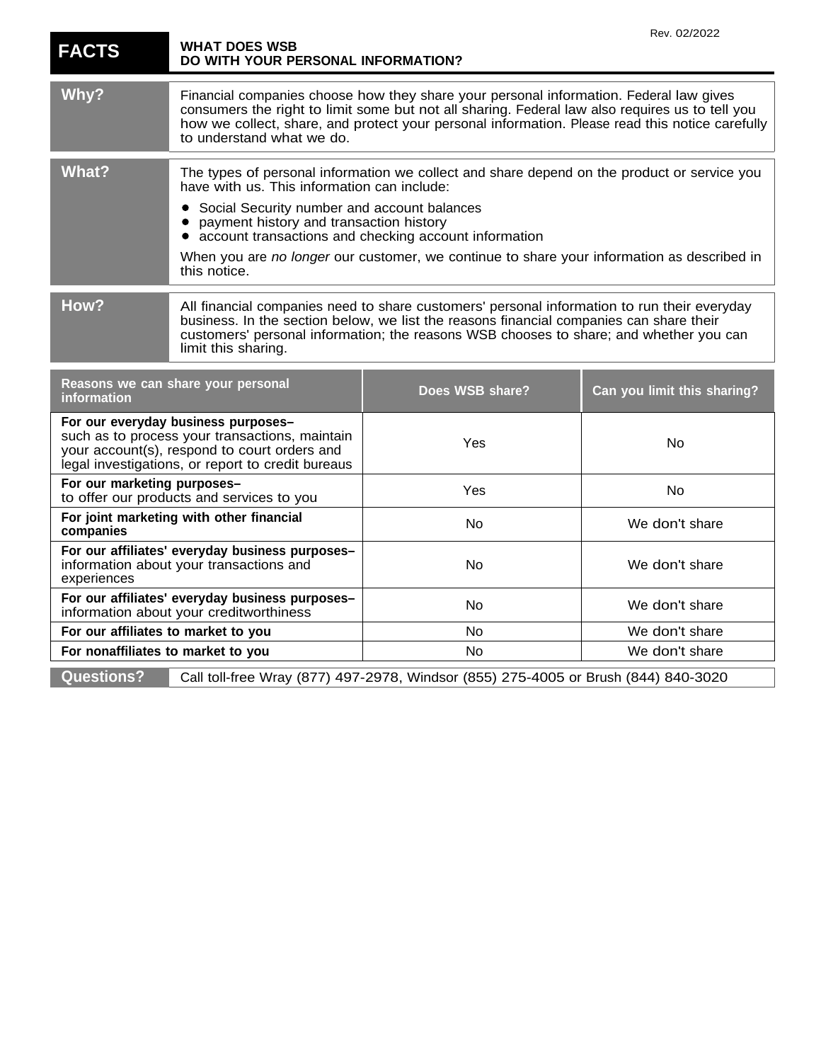Rev. 02/2022

# FACTS — WHAT DOES WSB DO WITH YOUR PERSONAL INFORMATION?

| | |
|---|---|
| **Why?** | Financial companies choose how they share your personal information. Federal law gives consumers the right to limit some but not all sharing. Federal law also requires us to tell you how we collect, share, and protect your personal information. Please read this notice carefully to understand what we do. |
| **What?** | The types of personal information we collect and share depend on the product or service you have with us. This information can include:<br>• Social Security number and account balances<br>• payment history and transaction history<br>• account transactions and checking account information<br><br>When you are *no longer* our customer, we continue to share your information as described in this notice. |
| **How?** | All financial companies need to share customers' personal information to run their everyday business. In the section below, we list the reasons financial companies can share their customers' personal information; the reasons WSB chooses to share; and whether you can limit this sharing. |

| Reasons we can share your personal information | Does WSB share? | Can you limit this sharing? |
|---|---|---|
| **For our everyday business purposes–** such as to process your transactions, maintain your account(s), respond to court orders and legal investigations, or report to credit bureaus | Yes | No |
| **For our marketing purposes–** to offer our products and services to you | Yes | No |
| **For joint marketing with other financial companies** | No | We don't share |
| **For our affiliates' everyday business purposes–** information about your transactions and experiences | No | We don't share |
| **For our affiliates' everyday business purposes–** information about your creditworthiness | No | We don't share |
| **For our affiliates to market to you** | No | We don't share |
| **For nonaffiliates to market to you** | No | We don't share |

| | |
|---|---|
| **Questions?** | Call toll-free Wray (877) 497-2978, Windsor (855) 275-4005 or Brush (844) 840-3020 |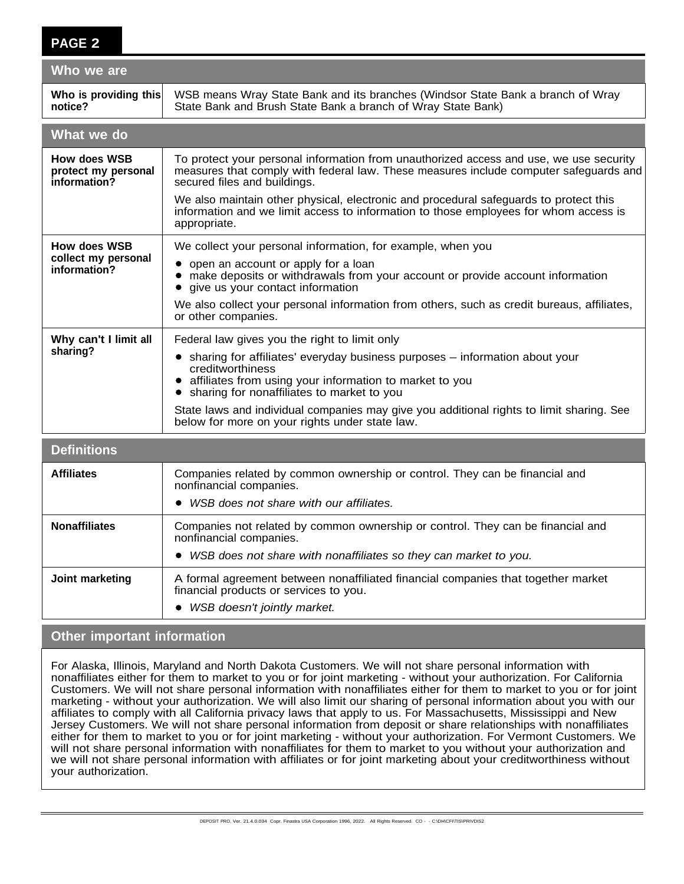## Who we are

| | |
|---|---|
| **Who is providing this notice?** | WSB means Wray State Bank and its branches (Windsor State Bank a branch of Wray State Bank and Brush State Bank a branch of Wray State Bank) |

## What we do

| | |
|---|---|
| **How does WSB protect my personal information?** | To protect your personal information from unauthorized access and use, we use security measures that comply with federal law. These measures include computer safeguards and secured files and buildings. <br><br> We also maintain other physical, electronic and procedural safeguards to protect this information and we limit access to information to those employees for whom access is appropriate. |
| **How does WSB collect my personal information?** | We collect your personal information, for example, when you <br> • open an account or apply for a loan <br> • make deposits or withdrawals from your account or provide account information <br> • give us your contact information <br><br> We also collect your personal information from others, such as credit bureaus, affiliates, or other companies. |
| **Why can't I limit all sharing?** | Federal law gives you the right to limit only <br> • sharing for affiliates' everyday business purposes – information about your creditworthiness <br> • affiliates from using your information to market to you <br> • sharing for nonaffiliates to market to you <br><br> State laws and individual companies may give you additional rights to limit sharing. See below for more on your rights under state law. |

## Definitions

| | |
|---|---|
| **Affiliates** | Companies related by common ownership or control. They can be financial and nonfinancial companies. <br> • *WSB does not share with our affiliates.* |
| **Nonaffiliates** | Companies not related by common ownership or control. They can be financial and nonfinancial companies. <br> • *WSB does not share with nonaffiliates so they can market to you.* |
| **Joint marketing** | A formal agreement between nonaffiliated financial companies that together market financial products or services to you. <br> • *WSB doesn't jointly market.* |

## Other important information

For Alaska, Illinois, Maryland and North Dakota Customers. We will not share personal information with nonaffiliates either for them to market to you or for joint marketing - without your authorization. For California Customers. We will not share personal information with nonaffiliates either for them to market to you or for joint marketing - without your authorization. We will also limit our sharing of personal information about you with our affiliates to comply with all California privacy laws that apply to us. For Massachusetts, Mississippi and New Jersey Customers. We will not share personal information from deposit or share relationships with nonaffiliates either for them to market to you or for joint marketing - without your authorization. For Vermont Customers. We will not share personal information with nonaffiliates for them to market to you without your authorization and we will not share personal information with affiliates or for joint marketing about your creditworthiness without your authorization.

DEPOSIT PRO, Ver. 21.4.0.034 Copr. Finastra USA Corporation 1996, 2022. All Rights Reserved. CO - - C:\DH\CFI\TIS\PRIVDIS2